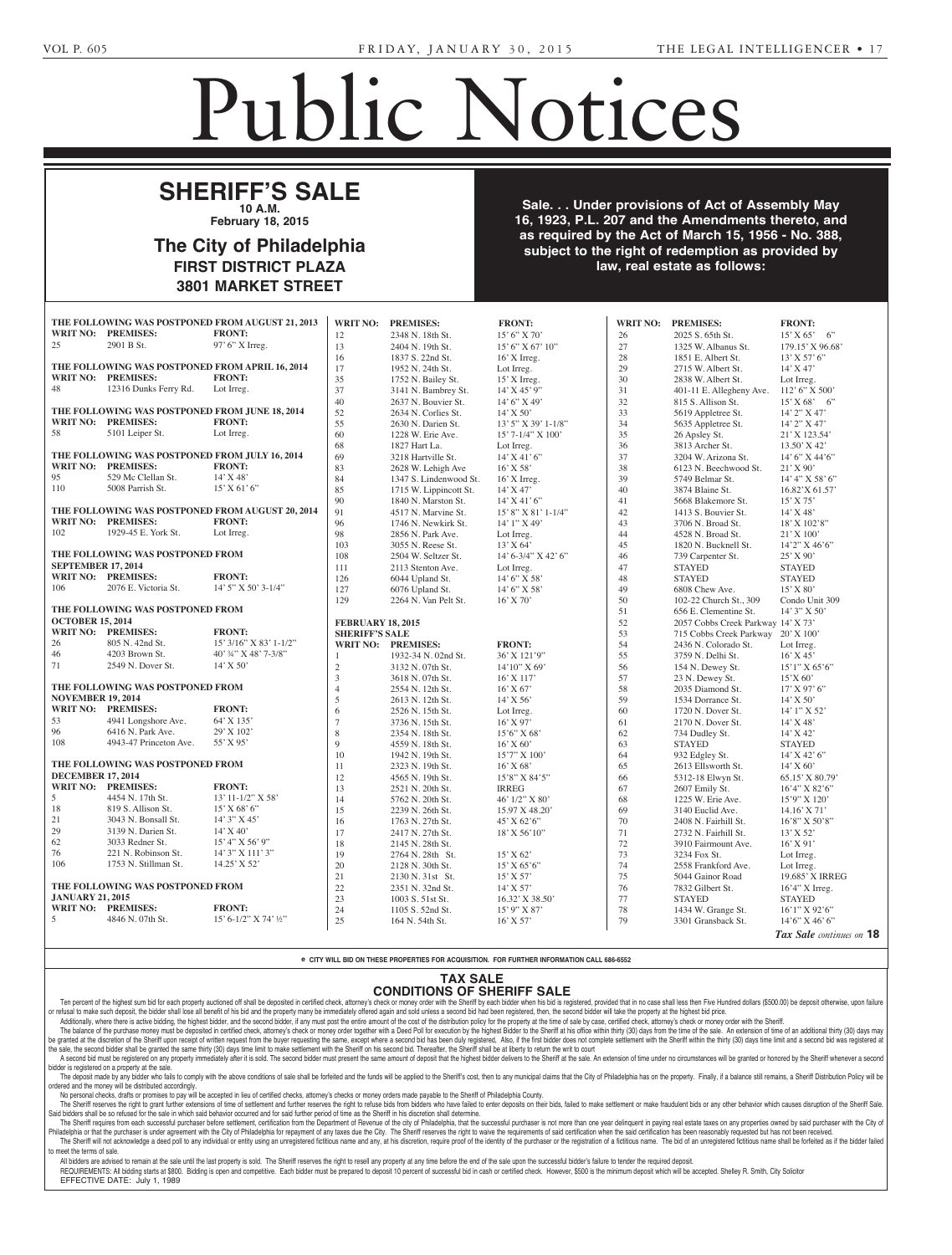# Public Notices

## SHERIFF'S SALE

**10 A.M.**

**February 18, 2015**

### The City of Philadelphia

**FIRST DISTRICT PLAZA**

**3801 MARKET STREET**

**Sale. . . Under provisions of Act of Assembly May 16, 1923, P.L. 207 and the Amendments thereto, and as required by the Act of March 15, 1956 - No. 388, subject to the right of redemption as provided by law, real estate as follows:**

**THE FOLLOWING WAS POSTPONED FROM AUGUST 21, 2013**

| WRIT NO: | PREMISES: | FRONT: |
|---|---|---|
| 25 | 2901 B St. | 97' 6" X Irreg. |

**THE FOLLOWING WAS POSTPONED FROM APRIL 16, 2014**

| WRIT NO: | PREMISES: | FRONT: |
|---|---|---|
| 48 | 12316 Dunks Ferry Rd. | Lot Irreg. |

**THE FOLLOWING WAS POSTPONED FROM JUNE 18, 2014**

| WRIT NO: | PREMISES: | FRONT: |
|---|---|---|
| 58 | 5101 Leiper St. | Lot Irreg. |

**THE FOLLOWING WAS POSTPONED FROM JULY 16, 2014**

| WRIT NO: | PREMISES: | FRONT: |
|---|---|---|
| 95 | 529 Mc Clellan St. | 14' X 48' |
| 110 | 5008 Parrish St. | 15' X 61' 6" |

**THE FOLLOWING WAS POSTPONED FROM AUGUST 20, 2014**

| WRIT NO: | PREMISES: | FRONT: |
|---|---|---|
| 102 | 1929-45 E. York St. | Lot Irreg. |

**THE FOLLOWING WAS POSTPONED FROM SEPTEMBER 17, 2014**

| WRIT NO: | PREMISES: | FRONT: |
|---|---|---|
| 106 | 2076 E. Victoria St. | 14' 5" X 50' 3-1/4" |

**THE FOLLOWING WAS POSTPONED FROM OCTOBER 15, 2014**

| WRIT NO: | PREMISES: | FRONT: |
|---|---|---|
| 26 | 805 N. 42nd St. | 15' 3/16" X 83' 1-1/2" |
| 46 | 4203 Brown St. | 40' ¾" X 48' 7-3/8" |
| 71 | 2549 N. Dover St. | 14' X 50' |

**THE FOLLOWING WAS POSTPONED FROM NOVEMBER 19, 2014**

| WRIT NO: | PREMISES: | FRONT: |
|---|---|---|
| 53 | 4941 Longshore Ave. | 64' X 135' |
| 96 | 6416 N. Park Ave. | 29' X 102' |
| 108 | 4943-47 Princeton Ave. | 55' X 95' |

**THE FOLLOWING WAS POSTPONED FROM DECEMBER 17, 2014**

| WRIT NO: | PREMISES: | FRONT: |
|---|---|---|
| 5 | 4454 N. 17th St. | 13' 11-1/2" X 58' |
| 18 | 819 S. Allison St. | 15' X 68' 6" |
| 21 | 3043 N. Bonsall St. | 14' 3" X 45' |
| 29 | 3139 N. Darien St. | 14' X 40' |
| 62 | 3033 Redner St. | 15' 4" X 56' 9" |
| 76 | 221 N. Robinson St. | 14' 3" X 111' 3" |
| 106 | 1753 N. Stillman St. | 14.25' X 52' |

**THE FOLLOWING WAS POSTPONED FROM JANUARY 21, 2015**

| WRIT NO: | PREMISES: | FRONT: |
|---|---|---|
| 5 | 4846 N. 07th St. | 15' 6-1/2" X 74' ½" |
| 12 | 2348 N. 18th St. | 15' 6" X 70' |
| 13 | 2404 N. 19th St. | 15' 6" X 67' 10" |
| 16 | 1837 S. 22nd St. | 16' X Irreg. |
| 17 | 1952 N. 24th St. | Lot Irreg. |
| 35 | 1752 N. Bailey St. | 15' X Irreg. |
| 37 | 3141 N. Bambrey St. | 14' X 45' 9" |
| 40 | 2637 N. Bouvier St. | 14' 6" X 49' |
| 52 | 2634 N. Corlies St. | 14' X 50' |
| 55 | 2630 N. Darien St. | 13' 5" X 39' 1-1/8" |
| 60 | 1228 W. Erie Ave. | 15' 7-1/4" X 100' |
| 68 | 1827 Hart La. | Lot Irreg. |
| 69 | 3218 Hartville St. | 14' X 41' 6" |
| 83 | 2628 W. Lehigh Ave | 16' X 58' |
| 84 | 1347 S. Lindenwood St. | 16' X Irreg. |
| 85 | 1715 W. Lippincott St. | 14' X 47' |
| 90 | 1840 N. Marston St. | 14' X 41' 6" |
| 91 | 4517 N. Marvine St. | 15' 8" X 81' 1-1/4" |
| 96 | 1746 N. Newkirk St. | 14' 1" X 49' |
| 98 | 2856 N. Park Ave. | Lot Irreg. |
| 103 | 3055 N. Reese St. | 13' X 64' |
| 108 | 2504 W. Seltzer St. | 14' 6-3/4" X 42' 6" |
| 111 | 2113 Stenton Ave. | Lot Irreg. |
| 126 | 6044 Upland St. | 14' 6" X 58' |
| 127 | 6076 Upland St. | 14' 6" X 58' |
| 129 | 2264 N. Van Pelt St. | 16' X 70' |

**FEBRUARY 18, 2015**

**SHERIFF'S SALE**

| WRIT NO: | PREMISES: | FRONT: |
|---|---|---|
| 1 | 1932-34 N. 02nd St. | 36' X 121'9" |
| 2 | 3132 N. 07th St. | 14'10" X 69' |
| 3 | 3618 N. 07th St. | 16' X 117' |
| 4 | 2554 N. 12th St. | 16' X 67' |
| 5 | 2613 N. 12th St. | 14' X 56' |
| 6 | 2526 N. 15th St. | Lot Irreg. |
| 7 | 3736 N. 15th St. | 16' X 97' |
| 8 | 2354 N. 18th St. | 15'6" X 68' |
| 9 | 4559 N. 18th St. | 16' X 60' |
| 10 | 1942 N. 19th St. | 15'7" X 100' |
| 11 | 2323 N. 19th St. | 16' X 68' |
| 12 | 4565 N. 19th St. | 15'8" X 84'5" |
| 13 | 2521 N. 20th St. | IRREG |
| 14 | 5762 N. 20th St. | 46' 1/2" X 80' |
| 15 | 2239 N. 26th St. | 15.97 X 48.20' |
| 16 | 1763 N. 27th St. | 45' X 62'6" |
| 17 | 2417 N. 27th St. | 18' X 56'10" |
| 18 | 2145 N. 28th St. | |
| 19 | 2764 N. 28th St. | 15' X 62' |
| 20 | 2128 N. 30th St. | 15' X 65'6" |
| 21 | 2130 N. 31st St. | 15' X 57' |
| 22 | 2351 N. 32nd St. | 14' X 57' |
| 23 | 1003 S. 51st St. | 16.32' X 38.50' |
| 24 | 1105 S. 52nd St. | 15' 9" X 87' |
| 25 | 164 N. 54th St. | 16' X 57' |
| 26 | 2025 S. 65th St. | 15' X 65' 6" |
| 27 | 1325 W. Albanus St. | 179.15' X 96.68' |
| 28 | 1851 E. Albert St. | 13' X 57' 6" |
| 29 | 2715 W. Albert St. | 14' X 47' |
| 30 | 2838 W. Albert St. | Lot Irreg. |
| 31 | 401-11 E. Allegheny Ave. | 112' 6" X 500' |
| 32 | 815 S. Allison St. | 15' X 68' 6" |
| 33 | 5619 Appletree St. | 14' 2" X 47' |
| 34 | 5635 Appletree St. | 14' 2" X 47' |
| 35 | 26 Apsley St. | 21' X 123.54' |
| 36 | 3813 Archer St. | 13.50' X 42' |
| 37 | 3204 W. Arizona St. | 14' 6" X 44'6" |
| 38 | 6123 N. Beechwood St. | 21' X 90' |
| 39 | 5749 Belmar St. | 14' 4" X 58' 6" |
| 40 | 3874 Blaine St. | 16.82' X 61.57' |
| 41 | 5668 Blakemore St. | 15' X 75' |
| 42 | 1413 S. Bouvier St. | 14' X 48' |
| 43 | 3706 N. Broad St. | 18' X 102'8" |
| 44 | 4528 N. Broad St. | 21' X 100' |
| 45 | 1820 N. Bucknell St. | 14'2" X 46'6" |
| 46 | 739 Carpenter St. | 25' X 90' |
| 47 | STAYED | STAYED |
| 48 | STAYED | STAYED |
| 49 | 6808 Chew Ave. | 15' X 80' |
| 50 | 102-22 Church St., 309 | Condo Unit 309 |
| 51 | 656 E. Clementine St. | 14' 3" X 50' |
| 52 | 2057 Cobbs Creek Parkway | 14' X 73' |
| 53 | 715 Cobbs Creek Parkway | 20' X 100' |
| 54 | 2436 N. Colorado St. | Lot Irreg. |
| 55 | 3759 N. Delhi St. | 16' X 45' |
| 56 | 154 N. Dewey St. | 15'1" X 65'6" |
| 57 | 23 N. Dewey St. | 15'X 60' |
| 58 | 2035 Diamond St. | 17' X 97' 6" |
| 59 | 1534 Dorrance St. | 14' X 50' |
| 60 | 1720 N. Dover St. | 14' 1" X 52' |
| 61 | 2170 N. Dover St. | 14' X 48' |
| 62 | 734 Dudley St. | 14' X 42' |
| 63 | STAYED | STAYED |
| 64 | 932 Edgley St. | 14' X 42' 6" |
| 65 | 2613 Ellsworth St. | 14' X 60' |
| 66 | 5312-18 Elwyn St. | 65.15' X 80.79' |
| 67 | 2607 Emily St. | 16'4" X 82'6" |
| 68 | 1225 W. Erie Ave. | 15'9" X 120' |
| 69 | 3140 Euclid Ave. | 14.16' X 71' |
| 70 | 2408 N. Fairhill St. | 16'8" X 50'8" |
| 71 | 2732 N. Fairhill St. | 13' X 52' |
| 72 | 3910 Fairmount Ave. | 16' X 91' |
| 73 | 3234 Fox St. | Lot Irreg. |
| 74 | 2558 Frankford Ave. | Lot Irreg. |
| 75 | 5044 Gainor Road | 19.685' X IRREG |
| 76 | 7832 Gilbert St. | 16'4" X Irreg. |
| 77 | STAYED | STAYED |
| 78 | 1434 W. Grange St. | 16'1" X 92'6" |
| 79 | 3301 Gransback St. | 14'6" X 46' 6" |

*Tax Sale continues on* **18**

e CITY WILL BID ON THESE PROPERTIES FOR ACQUISITION. FOR FURTHER INFORMATION CALL 686-6552

## TAX SALE
## CONDITIONS OF SHERIFF SALE

Ten percent of the highest sum bid for each property auctioned off shall be deposited in certified check, attorney's check or money order with the Sheriff by each bidder when his bid is registered, provided that in no case shall less then Five Hundred dollars ($500.00) be deposited otherwise, upon failure or refusal to make such deposit, the bidder shall lose all benefit of his bid and the property many be immediately offered again and sold unless a second bid had been registered, then, the second bidder will take the property at the highest bid price.

Additionally, where there is active bidding, the highest bidder, and the second bidder, if any must post the entire amount of the cost of the distribution policy for the property at the time of sale by case, certified check, attorney's check or money order with the Sheriff.

The balance of the purchase money must be deposited in certified check, attorney's check or money order together with a Deed Poll for execution by the highest Bidder to the Sheriff at his office within thirty (30) days from the time of the sale. An extension of time of an additional thirty (30) days may be granted at the discretion of the Sheriff upon receipt of written request from the buyer requesting the same, except where a second bid has been duly registered. Also, if the first bidder does not complete settlement with the Sheriff within the thirty (30) days time limit and a second bid was registered at the sale, the second bidder shall be granted the same thirty (30) days time limit to make settlement with the Sheriff on his second bid. Thereafter, the Sheriff shall be at liberty to return the writ to court

A second bid must be registered on any property immediately after it is sold. The second bidder must present the same amount of deposit that the highest bidder delivers to the Sheriff at the sale. An extension of time under no circumstances will be granted or honored by the Sheriff whenever a second bidder is registered on a property at the sale.

The deposit made by any bidder who fails to comply with the above conditions of sale shall be forfeited and the funds will be applied to the Sheriff's cost, then to any municipal claims that the City of Philadelphia has on the property. Finally, if a balance still remains, a Sheriff Distribution Policy will be ordered and the money will be distributed accordingly.

No personal checks, drafts or promises to pay will be accepted in lieu of certified checks, attorney's checks or money orders made payable to the Sheriff of Philadelphia County.

The Sheriff reserves the right to grant further extensions of time of settlement and further reserves the right to refuse bids from bidders who have failed to enter deposits on their bids, failed to make settlement or make fraudulent bids or any other behavior which causes disruption of the Sheriff Sale. Said bidders shall be so refused for the sale in which said behavior occurred and for said further period of time as the Sheriff in his discretion shall determine.

The Sheriff requires from each successful purchaser before settlement, certification from the Department of Revenue of the city of Philadelphia, that the successful purchaser is not more than one year delinquent in paying real estate taxes on any properties owned by said purchaser with the City of Philadelphia or that the purchaser is under agreement with the City of Philadelphia for repayment of any taxes due the City. The Sheriff reserves the right to waive the requirements of said certification when the said certification has been reasonably requested but has not been received.

The Sheriff will not acknowledge a deed poll to any individual or entity using an unregistered fictitious name and any, at his discretion, require proof of the identity of the purchaser or the registration of a fictitious name. The bid of an unregistered fictitious name shall be forfeited as if the bidder failed to meet the terms of sale.

All bidders are advised to remain at the sale until the last property is sold. The Sheriff reserves the right to resell any property at any time before the end of the sale upon the successful bidder's failure to tender the required deposit.

REQUIREMENTS: All bidding starts at $800. Bidding is open and competitive. Each bidder must be prepared to deposit 10 percent of successful bid in cash or certified check. However, $500 is the minimum deposit which will be accepted. Shelley R. Smith, City Solicitor

EFFECTIVE DATE: July 1, 1989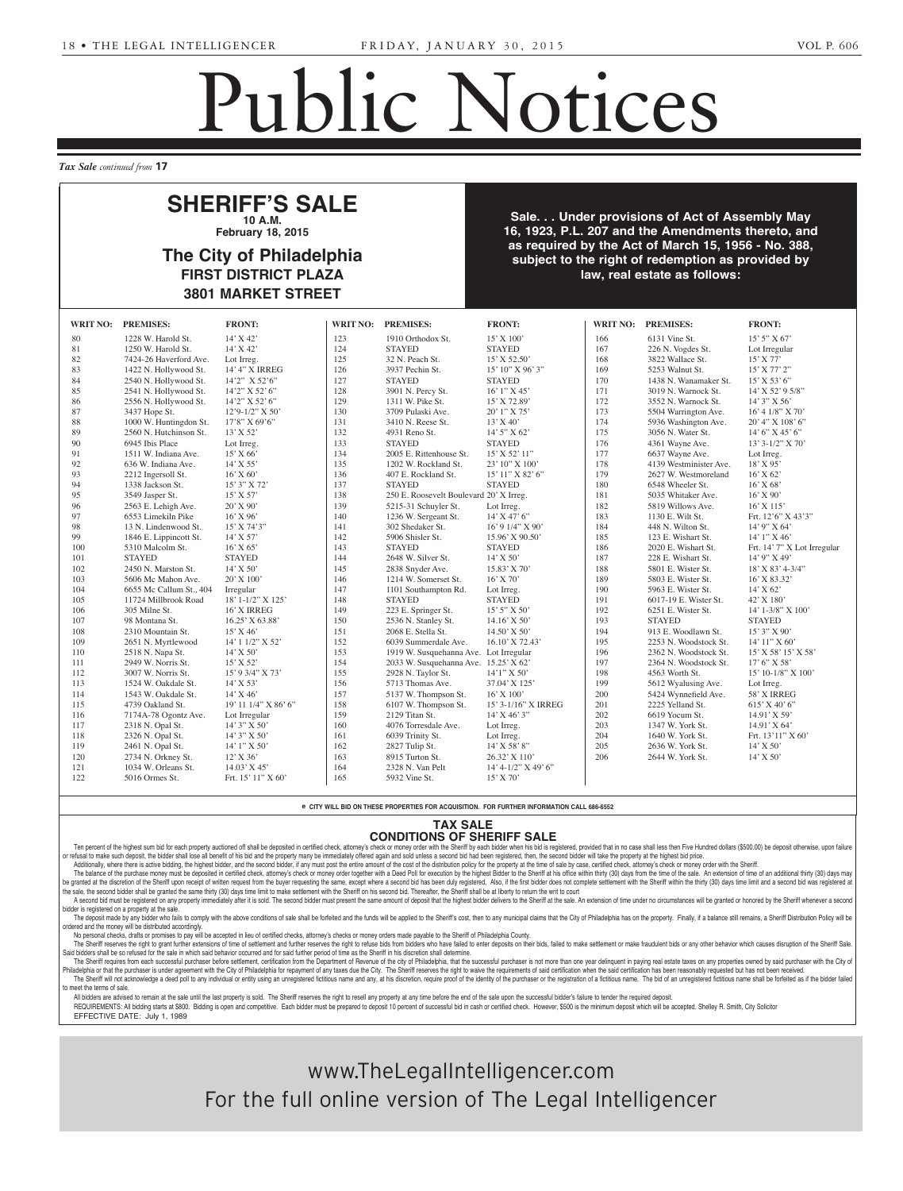# Public Notices

*Tax Sale continued from* **17**

## SHERIFF'S SALE

**10 A.M.**
**February 18, 2015**

**The City of Philadelphia**
**FIRST DISTRICT PLAZA**
**3801 MARKET STREET**

**Sale. . . Under provisions of Act of Assembly May 16, 1923, P.L. 207 and the Amendments thereto, and as required by the Act of March 15, 1956 - No. 388, subject to the right of redemption as provided by law, real estate as follows:**

| WRIT NO: | PREMISES: | FRONT: |
|---|---|---|
| 80 | 1228 W. Harold St. | 14' X 42' |
| 81 | 1250 W. Harold St. | 14' X 42' |
| 82 | 7424-26 Haverford Ave. | Lot Irreg. |
| 83 | 1422 N. Hollywood St. | 14' 4" X IRREG |
| 84 | 2540 N. Hollywood St. | 14'2" X 52'6" |
| 85 | 2541 N. Hollywood St. | 14'2" X 52' 6" |
| 86 | 2556 N. Hollywood St. | 14'2" X 52' 6" |
| 87 | 3437 Hope St. | 12'9-1/2" X 50' |
| 88 | 1000 W. Huntingdon St. | 17'8" X 69'6" |
| 89 | 2560 N. Hutchinson St. | 13' X 52' |
| 90 | 6945 Ibis Place | Lot Irreg. |
| 91 | 1511 W. Indiana Ave. | 15' X 66' |
| 92 | 636 W. Indiana Ave. | 14' X 55' |
| 93 | 2212 Ingersoll St. | 16' X 60' |
| 94 | 1338 Jackson St. | 15' 3" X 72' |
| 95 | 3549 Jasper St. | 15' X 57' |
| 96 | 2563 E. Lehigh Ave. | 20' X 90' |
| 97 | 6553 Limekiln Pike | 16' X 96' |
| 98 | 13 N. Lindenwood St. | 15' X 74'3" |
| 99 | 1846 E. Lippincott St. | 14' X 57' |
| 100 | 5310 Malcolm St. | 16' X 65' |
| 101 | STAYED | STAYED |
| 102 | 2450 N. Marston St. | 14' X 50' |
| 103 | 5606 Mc Mahon Ave. | 20' X 100' |
| 104 | 6655 Mc Callum St., 404 | Irregular |
| 105 | 11724 Millbrook Road | 18' 1-1/2" X 125' |
| 106 | 305 Milne St. | 16' X IRREG |
| 107 | 98 Montana St. | 16.25' X 63.88' |
| 108 | 2310 Mountain St. | 15' X 46' |
| 109 | 2651 N. Myrtlewood | 14' 1 1/2" X 52' |
| 110 | 2518 N. Napa St. | 14' X 50' |
| 111 | 2949 W. Norris St. | 15' X 52' |
| 112 | 3007 W. Norris St. | 15' 9 3/4" X 73' |
| 113 | 1524 W. Oakdale St. | 14' X 53' |
| 114 | 1543 W. Oakdale St. | 14' X 46' |
| 115 | 4739 Oakland St. | 19' 11 1/4" X 86' 6" |
| 116 | 7174A-78 Ogontz Ave. | Lot Irregular |
| 117 | 2318 N. Opal St. | 14' 3" X 50' |
| 118 | 2326 N. Opal St. | 14' 3" X 50' |
| 119 | 2461 N. Opal St. | 14' 1" X 50' |
| 120 | 2734 N. Orkney St. | 12' X 36' |
| 121 | 1034 W. Orleans St. | 14.03' X 45' |
| 122 | 5016 Ormes St. | Frt. 15' 11" X 60' |
| 123 | 1910 Orthodox St. | 15' X 100' |
| 124 | STAYED | STAYED |
| 125 | 32 N. Peach St. | 15' X 52.50' |
| 126 | 3937 Pechin St. | 15' 10" X 96' 3" |
| 127 | STAYED | STAYED |
| 128 | 3901 N. Percy St. | 16' 1" X 45' |
| 129 | 1311 W. Pike St. | 15' X 72.89' |
| 130 | 3709 Pulaski Ave. | 20' 1" X 75' |
| 131 | 3410 N. Reese St. | 13' X 40' |
| 132 | 4931 Reno St. | 14' 5" X 62' |
| 133 | STAYED | STAYED |
| 134 | 2005 E. Rittenhouse St. | 15' X 52' 11" |
| 135 | 1202 W. Rockland St. | 23' 10" X 100' |
| 136 | 407 E. Rockland St. | 15' 11" X 82' 6" |
| 137 | STAYED | STAYED |
| 138 | 250 E. Roosevelt Boulevard | 20' X Irreg. |
| 139 | 5215-31 Schuyler St. | Lot Irreg. |
| 140 | 1236 W. Sergeant St. | 14' X 47' 6" |
| 141 | 302 Shedaker St. | 16' 9 1/4" X 90' |
| 142 | 5906 Shisler St. | 15.96' X 90.50' |
| 143 | STAYED | STAYED |
| 144 | 2648 W. Silver St. | 14' X 50' |
| 145 | 2838 Snyder Ave. | 15.83' X 70' |
| 146 | 1214 W. Somerset St. | 16' X 70' |
| 147 | 1101 Southampton Rd. | Lot Irreg. |
| 148 | STAYED | STAYED |
| 149 | 223 E. Springer St. | 15' 5" X 50' |
| 150 | 2536 N. Stanley St. | 14.16' X 50' |
| 151 | 2068 E. Stella St. | 14.50' X 50' |
| 152 | 6039 Summerdale Ave. | 16.10' X 72.43' |
| 153 | 1919 W. Susquehanna Ave. | Lot Irregular |
| 154 | 2033 W. Susquehanna Ave. | 15.25' X 62' |
| 155 | 2928 N. Taylor St. | 14'1" X 50' |
| 156 | 5713 Thomas Ave. | 37.04' X 125' |
| 157 | 5137 W. Thompson St. | 16' X 100' |
| 158 | 6107 W. Thompson St. | 15' 3-1/16" X IRREG |
| 159 | 2129 Titan St. | 14' X 46' 3" |
| 160 | 4076 Torresdale Ave. | Lot Irreg. |
| 161 | 6039 Trinity St. | Lot Irreg. |
| 162 | 2827 Tulip St. | 14' X 58' 8" |
| 163 | 8915 Turton St. | 26.32' X 110' |
| 164 | 2328 N. Van Pelt | 14' 4-1/2" X 49' 6" |
| 165 | 5932 Vine St. | 15' X 70' |
| 166 | 6131 Vine St. | 15' 5" X 67' |
| 167 | 226 N. Vogdes St. | Lot Irregular |
| 168 | 3822 Wallace St. | 15' X 77' |
| 169 | 5253 Walnut St. | 15' X 77' 2" |
| 170 | 1438 N. Wanamaker St. | 15' X 53' 6" |
| 171 | 3019 N. Warnock St. | 14' X 52' 9 5/8" |
| 172 | 3552 N. Warnock St. | 14' 3" X 56' |
| 173 | 5504 Warrington Ave. | 16' 4 1/8" X 70' |
| 174 | 5936 Washington Ave. | 20' 4" X 108' 6" |
| 175 | 3056 N. Water St. | 14' 6" X 45' 6" |
| 176 | 4361 Wayne Ave. | 13' 3-1/2" X 70' |
| 177 | 6637 Wayne Ave. | Lot Irreg. |
| 178 | 4139 Westminister Ave. | 18' X 95' |
| 179 | 2627 W. Westmoreland | 16' X 62' |
| 180 | 6548 Wheeler St. | 16' X 68' |
| 181 | 5035 Whitaker Ave. | 16' X 90' |
| 182 | 5819 Willows Ave. | 16' X 115' |
| 183 | 1130 E. Wilt St. | Frt. 12'6" X 43'3" |
| 184 | 448 N. Wilton St. | 14' 9" X 64' |
| 185 | 123 E. Wishart St. | 14' 1" X 46' |
| 186 | 2020 E. Wishart St. | Frt. 14' 7" X Lot Irregular |
| 187 | 228 E. Wishart St. | 14' 9" X 49' |
| 188 | 5801 E. Wister St. | 18' X 83' 4-3/4" |
| 189 | 5803 E. Wister St. | 16' X 83.32' |
| 190 | 5963 E. Wister St. | 14' X 62' |
| 191 | 6017-19 E. Wister St. | 42' X 180' |
| 192 | 6251 E. Wister St. | 14' 1-3/8" X 100' |
| 193 | STAYED | STAYED |
| 194 | 913 E. Woodlawn St. | 15' 3" X 90' |
| 195 | 2253 N. Woodstock St. | 14' 11" X 60' |
| 196 | 2362 N. Woodstock St. | 15' X 58' 15' X 58' |
| 197 | 2364 N. Woodstock St. | 17' 6" X 58' |
| 198 | 4563 Worth St. | 15' 10-1/8" X 100' |
| 199 | 5612 Wyalusing Ave. | Lot Irreg. |
| 200 | 5424 Wynnefield Ave. | 58' X IRREG |
| 201 | 2225 Yelland St. | 615' X 40' 6" |
| 202 | 6619 Yocum St. | 14.91' X 59' |
| 203 | 1347 W. York St. | 14.91' X 64' |
| 204 | 1640 W. York St. | Frt. 13'11" X 60' |
| 205 | 2636 W. York St. | 14' X 50' |
| 206 | 2644 W. York St. | 14' X 50' |

e CITY WILL BID ON THESE PROPERTIES FOR ACQUISITION. FOR FURTHER INFORMATION CALL 686-6552

### TAX SALE
### CONDITIONS OF SHERIFF SALE

Ten percent of the highest sum bid for each property auctioned off shall be deposited in certified check, attorney's check or money order with the Sheriff by each bidder when his bid is registered, provided that in no case shall less then Five Hundred dollars ($500.00) be deposit otherwise, upon failure or refusal to make such deposit, the bidder shall lose all benefit of his bid and the property many be immediately offered again and sold unless a second bid had been registered, then, the second bidder will take the property at the highest bid price.

Additionally, where there is active bidding, the highest bidder, and the second bidder, if any must post the entire amount of the cost of the distribution policy for the property at the time of sale by case, certified check, attorney's check or money order with the Sheriff.

The balance of the purchase money must be deposited in certified check, attorney's check or money order together with a Deed Poll for execution by the highest Bidder to the Sheriff at his office within thirty (30) days from the time of the sale. An extension of time of an additional thirty (30) days may be granted at the discretion of the Sheriff upon receipt of written request from the buyer requesting the same, except where a second bid has been duly registered, Also, if the first bidder does not complete settlement with the Sheriff within the thirty (30) days time limit and a second bid was registered at the sale, the second bidder shall be granted the same thirty (30) days time limit to make settlement with the Sheriff on his second bid. Thereafter, the Sheriff shall be at liberty to return the writ to court

A second bid must be registered on any property immediately after it is sold. The second bidder must present the same amount of deposit that the highest bidder delivers to the Sheriff at the sale. An extension of time under no circumstances will be granted or honored by the Sheriff whenever a second bidder is registered on a property at the sale.

The deposit made by any bidder who fails to comply with the above conditions of sale shall be forfeited and the funds will be applied to the Sheriff's cost, then to any municipal claims that the City of Philadelphia has on the property. Finally, if a balance still remains, a Sheriff Distribution Policy will be ordered and the money will be distributed accordingly.

No personal checks, drafts or promises to pay will be accepted in lieu of certified checks, attorney's checks or money orders made payable to the Sheriff of Philadelphia County.

The Sheriff reserves the right to grant further extensions of time of settlement and further reserves the right to refuse bids from bidders who have failed to enter deposits on their bids, failed to make settlement or make fraudulent bids or any other behavior which causes disruption of the Sheriff Sale. Said bidders shall be so refused for the sale in which said behavior occurred and for said further period of time as the Sheriff in his discretion shall determine.

The Sheriff requires from each successful purchaser before settlement, certification from the Department of Revenue of the city of Philadelphia, that the successful purchaser is not more than one year delinquent in paying real estate taxes on any properties owned by said purchaser with the City of Philadelphia or that the purchaser is under agreement with the City of Philadelphia for repayment of any taxes due the City. The Sheriff reserves the right to waive the requirements of said certification when the said certification has been reasonably requested but has not been received.

The Sheriff will not acknowledge a deed poll to any individual or entity using an unregistered fictitious name and any, at his discretion, require proof of the identity of the purchaser or the registration of a fictitious name. The bid of an unregistered fictitious name shall be forfeited as if the bidder failed to meet the terms of sale.

All bidders are advised to remain at the sale until the last property is sold. The Sheriff reserves the right to resell any property at any time before the end of the sale upon the successful bidder's failure to tender the required deposit.

REQUIREMENTS: All bidding starts at $800. Bidding is open and competitive. Each bidder must be prepared to deposit 10 percent of successful bid in cash or certified check. However, $500 is the minimum deposit which will be accepted. Shelley R. Smith, City Solicitor

EFFECTIVE DATE: July 1, 1989

www.TheLegalIntelligencer.com
For the full online version of The Legal Intelligencer